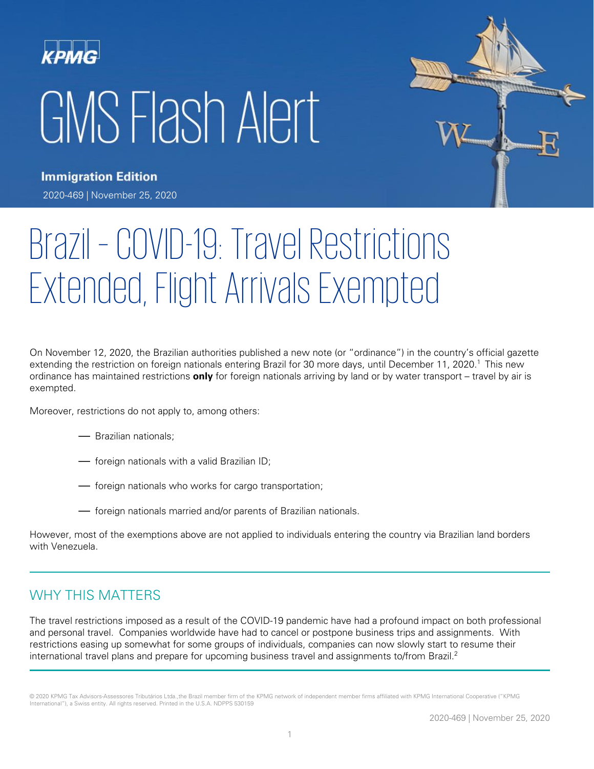KPMG

# GMS Flash Alert

**Immigration Edition**

2020-469 | November 25, 2020

# Brazil – COVID-19: Travel Restrictions Extended, Flight Arrivals Exempted

On November 12, 2020, the Brazilian authorities published a new note (or "ordinance") in the country's official gazette extending the restriction on foreign nationals entering Brazil for 30 more days, until December 11, 2020.[1] This new ordinance has maintained restrictions **only** for foreign nationals arriving by land or by water transport – travel by air is exempted.

Moreover, restrictions do not apply to, among others:

- Brazilian nationals;
- foreign nationals with a valid Brazilian ID;
- foreign nationals who works for cargo transportation;
- foreign nationals married and/or parents of Brazilian nationals.

However, most of the exemptions above are not applied to individuals entering the country via Brazilian land borders with Venezuela.

## WHY THIS MATTERS

The travel restrictions imposed as a result of the COVID-19 pandemic have had a profound impact on both professional and personal travel. Companies worldwide have had to cancel or postpone business trips and assignments. With restrictions easing up somewhat for some groups of individuals, companies can now slowly start to resume their international travel plans and prepare for upcoming business travel and assignments to/from Brazil.[2]

© 2020 KPMG Tax Advisors-Assessores Tributários Ltda.,the Brazil member firm of the KPMG network of independent member firms affiliated with KPMG International Cooperative ("KPMG International"), a Swiss entity. All rights reserved. Printed in the U.S.A. NDPPS 530159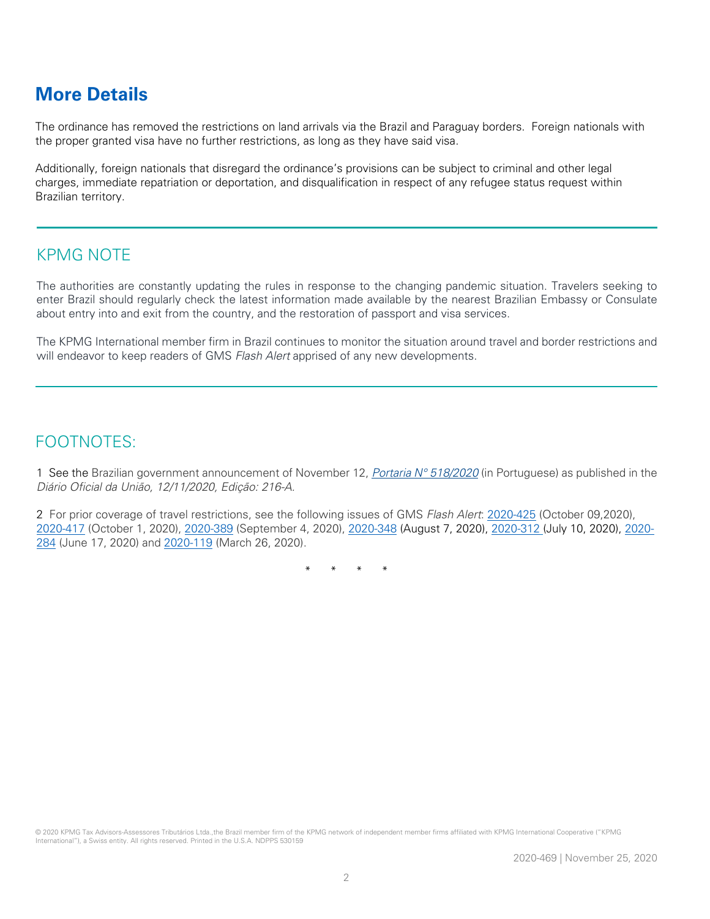## More Details

The ordinance has removed the restrictions on land arrivals via the Brazil and Paraguay borders. Foreign nationals with the proper granted visa have no further restrictions, as long as they have said visa.

Additionally, foreign nationals that disregard the ordinance's provisions can be subject to criminal and other legal charges, immediate repatriation or deportation, and disqualification in respect of any refugee status request within Brazilian territory.

## KPMG NOTE

The authorities are constantly updating the rules in response to the changing pandemic situation. Travelers seeking to enter Brazil should regularly check the latest information made available by the nearest Brazilian Embassy or Consulate about entry into and exit from the country, and the restoration of passport and visa services.

The KPMG International member firm in Brazil continues to monitor the situation around travel and border restrictions and will endeavor to keep readers of GMS *Flash Alert* apprised of any new developments.

## FOOTNOTES:

1 See the Brazilian government announcement of November 12, *Portaria N° 518/2020* (in Portuguese) as published in the *Diário Oficial da União, 12/11/2020, Edição: 216-A.*

2 For prior coverage of travel restrictions, see the following issues of GMS *Flash Alert*: 2020-425 (October 09,2020), 2020-417 (October 1, 2020), 2020-389 (September 4, 2020), 2020-348 (August 7, 2020), 2020-312 (July 10, 2020), 2020-284 (June 17, 2020) and 2020-119 (March 26, 2020).

\* \* \* \*

© 2020 KPMG Tax Advisors-Assessores Tributários Ltda.,the Brazil member firm of the KPMG network of independent member firms affiliated with KPMG International Cooperative ("KPMG International"), a Swiss entity. All rights reserved. Printed in the U.S.A. NDPPS 530159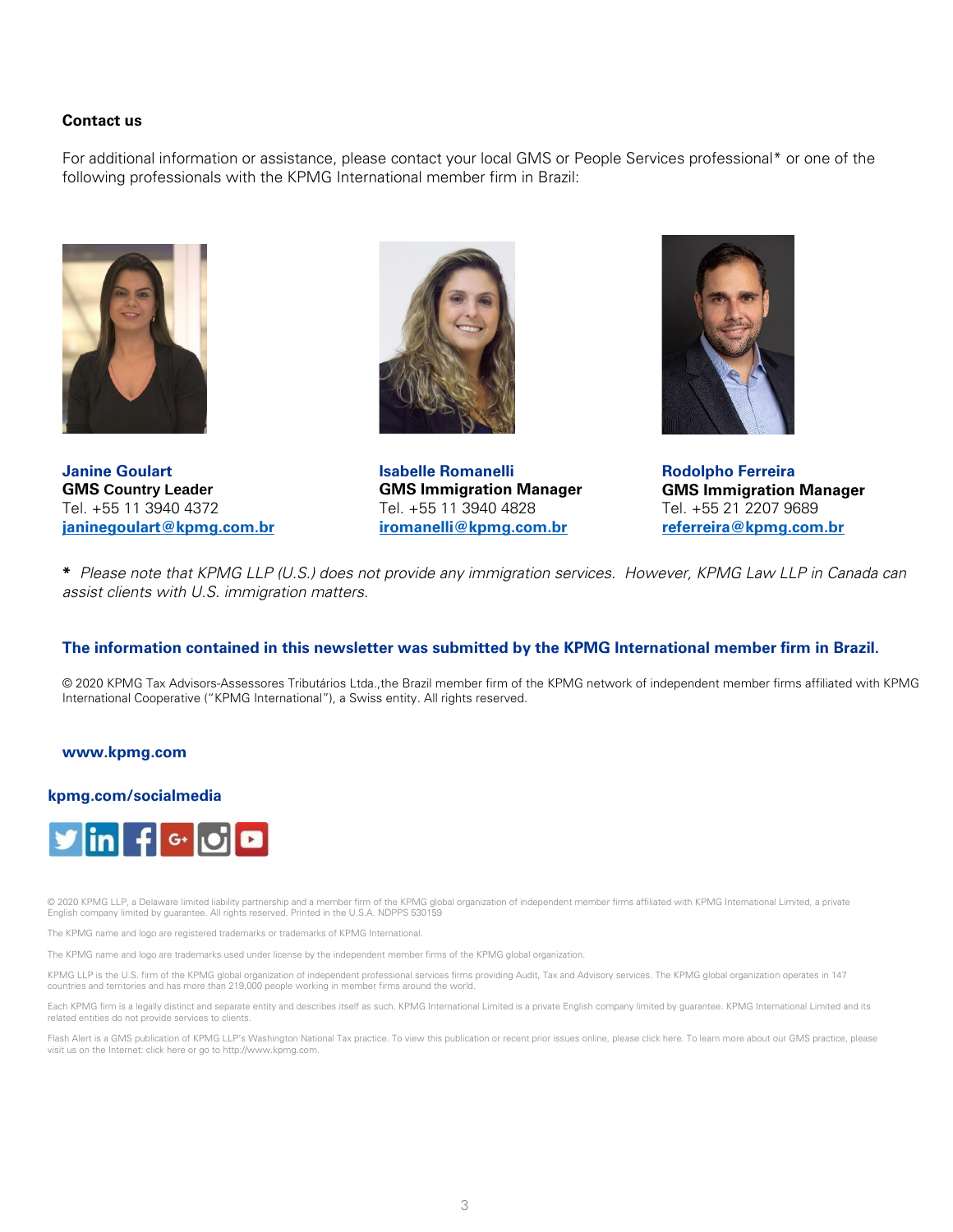**Contact us**

For additional information or assistance, please contact your local GMS or People Services professional* or one of the following professionals with the KPMG International member firm in Brazil:

**Janine Goulart**
**GMS Country Leader**
Tel. +55 11 3940 4372
**janinegoulart@kpmg.com.br**

**Isabelle Romanelli**
**GMS Immigration Manager**
Tel. +55 11 3940 4828
**iromanelli@kpmg.com.br**

**Rodolpho Ferreira**
**GMS Immigration Manager**
Tel. +55 21 2207 9689
**referreira@kpmg.com.br**

**\*** *Please note that KPMG LLP (U.S.) does not provide any immigration services. However, KPMG Law LLP in Canada can assist clients with U.S. immigration matters.*

**The information contained in this newsletter was submitted by the KPMG International member firm in Brazil.**

© 2020 KPMG Tax Advisors-Assessores Tributários Ltda.,the Brazil member firm of the KPMG network of independent member firms affiliated with KPMG International Cooperative ("KPMG International"), a Swiss entity. All rights reserved.

**www.kpmg.com**

**kpmg.com/socialmedia**

© 2020 KPMG LLP, a Delaware limited liability partnership and a member firm of the KPMG global organization of independent member firms affiliated with KPMG International Limited, a private English company limited by guarantee. All rights reserved. Printed in the U.S.A. NDPPS 530159

The KPMG name and logo are registered trademarks or trademarks of KPMG International.

The KPMG name and logo are trademarks used under license by the independent member firms of the KPMG global organization.

KPMG LLP is the U.S. firm of the KPMG global organization of independent professional services firms providing Audit, Tax and Advisory services. The KPMG global organization operates in 147 countries and territories and has more than 219,000 people working in member firms around the world.

Each KPMG firm is a legally distinct and separate entity and describes itself as such. KPMG International Limited is a private English company limited by guarantee. KPMG International Limited and its related entities do not provide services to clients.

Flash Alert is a GMS publication of KPMG LLP's Washington National Tax practice. To view this publication or recent prior issues online, please click here. To learn more about our GMS practice, please visit us on the Internet: click here or go to http://www.kpmg.com.